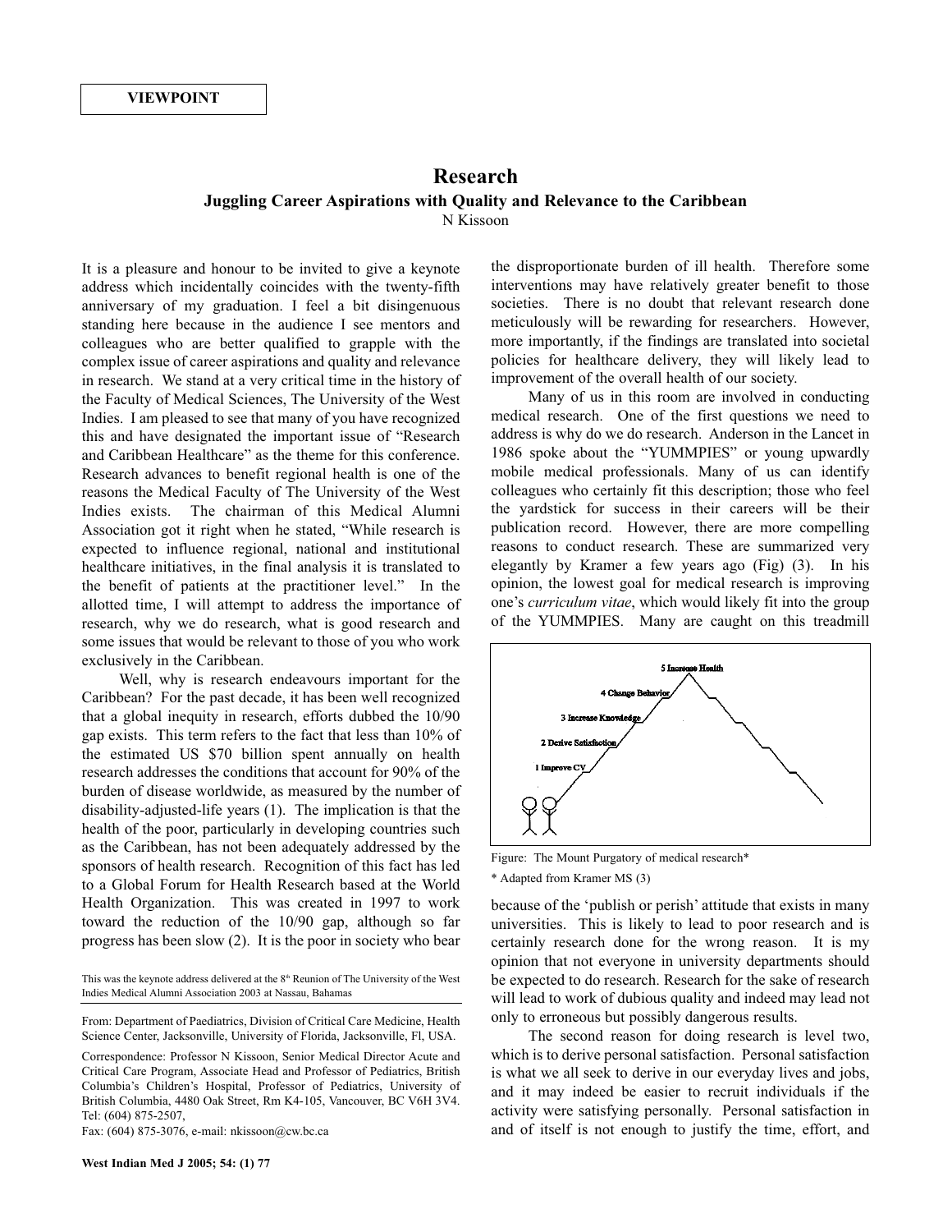VIEWPOINT

# Research

## Juggling Career Aspirations with Quality and Relevance to the Caribbean

N Kissoon

It is a pleasure and honour to be invited to give a keynote address which incidentally coincides with the twenty-fifth anniversary of my graduation. I feel a bit disingenuous standing here because in the audience I see mentors and colleagues who are better qualified to grapple with the complex issue of career aspirations and quality and relevance in research. We stand at a very critical time in the history of the Faculty of Medical Sciences, The University of the West Indies. I am pleased to see that many of you have recognized this and have designated the important issue of "Research and Caribbean Healthcare" as the theme for this conference. Research advances to benefit regional health is one of the reasons the Medical Faculty of The University of the West Indies exists. The chairman of this Medical Alumni Association got it right when he stated, "While research is expected to influence regional, national and institutional healthcare initiatives, in the final analysis it is translated to the benefit of patients at the practitioner level." In the allotted time, I will attempt to address the importance of research, why we do research, what is good research and some issues that would be relevant to those of you who work exclusively in the Caribbean.

Well, why is research endeavours important for the Caribbean? For the past decade, it has been well recognized that a global inequity in research, efforts dubbed the 10/90 gap exists. This term refers to the fact that less than 10% of the estimated US $70 billion spent annually on health research addresses the conditions that account for 90% of the burden of disease worldwide, as measured by the number of disability-adjusted-life years (1). The implication is that the health of the poor, particularly in developing countries such as the Caribbean, has not been adequately addressed by the sponsors of health research. Recognition of this fact has led to a Global Forum for Health Research based at the World Health Organization. This was created in 1997 to work toward the reduction of the 10/90 gap, although so far progress has been slow (2). It is the poor in society who bear the disproportionate burden of ill health. Therefore some interventions may have relatively greater benefit to those societies. There is no doubt that relevant research done meticulously will be rewarding for researchers. However, more importantly, if the findings are translated into societal policies for healthcare delivery, they will likely lead to improvement of the overall health of our society.

Many of us in this room are involved in conducting medical research. One of the first questions we need to address is why do we do research. Anderson in the Lancet in 1986 spoke about the "YUMMPIES" or young upwardly mobile medical professionals. Many of us can identify colleagues who certainly fit this description; those who feel the yardstick for success in their careers will be their publication record. However, there are more compelling reasons to conduct research. These are summarized very elegantly by Kramer a few years ago (Fig) (3). In his opinion, the lowest goal for medical research is improving one's *curriculum vitae*, which would likely fit into the group of the YUMMPIES. Many are caught on this treadmill because of the 'publish or perish' attitude that exists in many universities. This is likely to lead to poor research and is certainly research done for the wrong reason. It is my opinion that not everyone in university departments should be expected to do research. Research for the sake of research will lead to work of dubious quality and indeed may lead not only to erroneous but possibly dangerous results.

Figure: The Mount Purgatory of medical research*

\* Adapted from Kramer MS (3)

The second reason for doing research is level two, which is to derive personal satisfaction. Personal satisfaction is what we all seek to derive in our everyday lives and jobs, and it may indeed be easier to recruit individuals if the activity were satisfying personally. Personal satisfaction in and of itself is not enough to justify the time, effort, and

---

This was the keynote address delivered at the 8th Reunion of The University of the West Indies Medical Alumni Association 2003 at Nassau, Bahamas

From: Department of Paediatrics, Division of Critical Care Medicine, Health Science Center, Jacksonville, University of Florida, Jacksonville, Fl, USA.

Correspondence: Professor N Kissoon, Senior Medical Director Acute and Critical Care Program, Associate Head and Professor of Pediatrics, British Columbia's Children's Hospital, Professor of Pediatrics, University of British Columbia, 4480 Oak Street, Rm K4-105, Vancouver, BC V6H 3V4. Tel: (604) 875-2507,
Fax: (604) 875-3076, e-mail: nkissoon@cw.bc.ca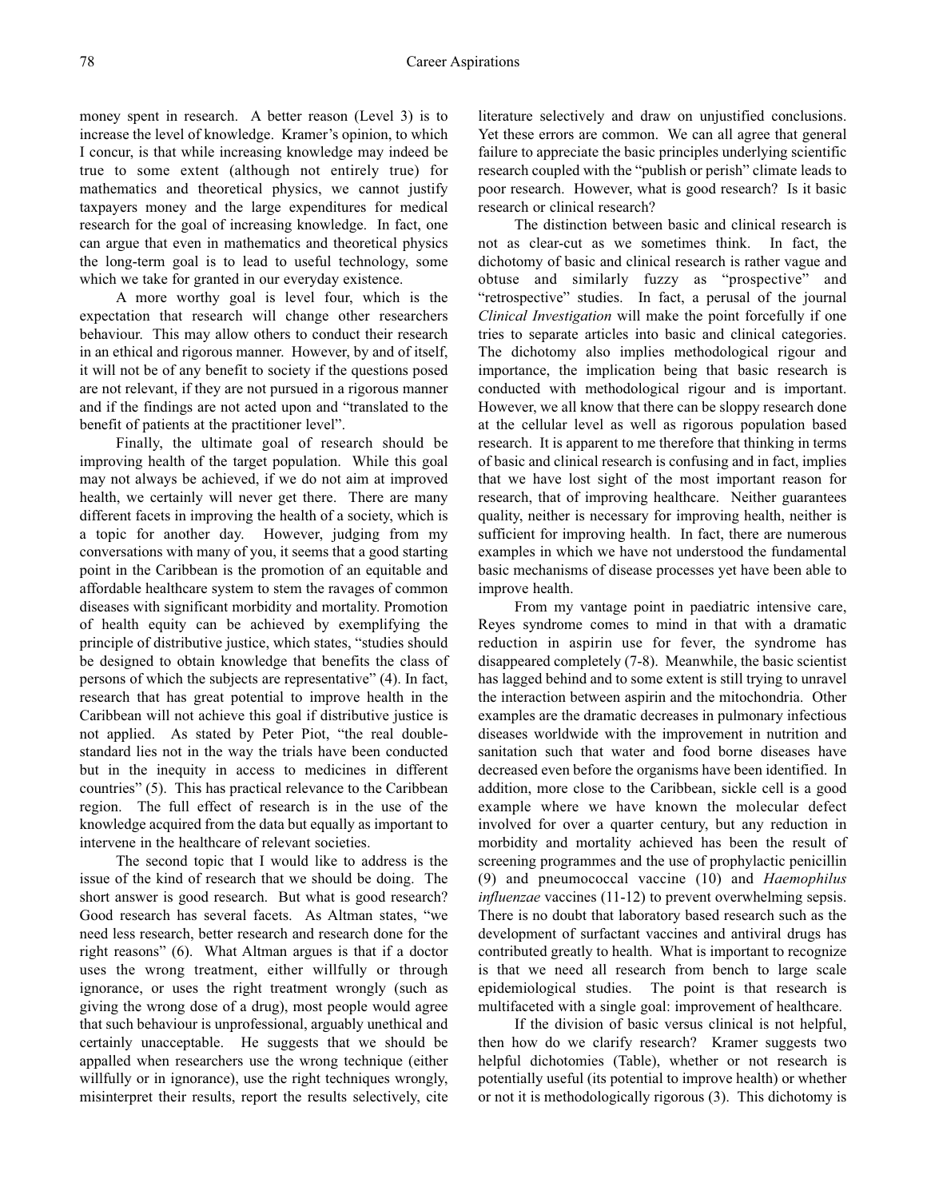money spent in research. A better reason (Level 3) is to increase the level of knowledge. Kramer's opinion, to which I concur, is that while increasing knowledge may indeed be true to some extent (although not entirely true) for mathematics and theoretical physics, we cannot justify taxpayers money and the large expenditures for medical research for the goal of increasing knowledge. In fact, one can argue that even in mathematics and theoretical physics the long-term goal is to lead to useful technology, some which we take for granted in our everyday existence.

A more worthy goal is level four, which is the expectation that research will change other researchers behaviour. This may allow others to conduct their research in an ethical and rigorous manner. However, by and of itself, it will not be of any benefit to society if the questions posed are not relevant, if they are not pursued in a rigorous manner and if the findings are not acted upon and "translated to the benefit of patients at the practitioner level".

Finally, the ultimate goal of research should be improving health of the target population. While this goal may not always be achieved, if we do not aim at improved health, we certainly will never get there. There are many different facets in improving the health of a society, which is a topic for another day. However, judging from my conversations with many of you, it seems that a good starting point in the Caribbean is the promotion of an equitable and affordable healthcare system to stem the ravages of common diseases with significant morbidity and mortality. Promotion of health equity can be achieved by exemplifying the principle of distributive justice, which states, "studies should be designed to obtain knowledge that benefits the class of persons of which the subjects are representative" (4). In fact, research that has great potential to improve health in the Caribbean will not achieve this goal if distributive justice is not applied. As stated by Peter Piot, "the real double-standard lies not in the way the trials have been conducted but in the inequity in access to medicines in different countries" (5). This has practical relevance to the Caribbean region. The full effect of research is in the use of the knowledge acquired from the data but equally as important to intervene in the healthcare of relevant societies.

The second topic that I would like to address is the issue of the kind of research that we should be doing. The short answer is good research. But what is good research? Good research has several facets. As Altman states, "we need less research, better research and research done for the right reasons" (6). What Altman argues is that if a doctor uses the wrong treatment, either willfully or through ignorance, or uses the right treatment wrongly (such as giving the wrong dose of a drug), most people would agree that such behaviour is unprofessional, arguably unethical and certainly unacceptable. He suggests that we should be appalled when researchers use the wrong technique (either willfully or in ignorance), use the right techniques wrongly, misinterpret their results, report the results selectively, cite literature selectively and draw on unjustified conclusions. Yet these errors are common. We can all agree that general failure to appreciate the basic principles underlying scientific research coupled with the "publish or perish" climate leads to poor research. However, what is good research? Is it basic research or clinical research?

The distinction between basic and clinical research is not as clear-cut as we sometimes think. In fact, the dichotomy of basic and clinical research is rather vague and obtuse and similarly fuzzy as "prospective" and "retrospective" studies. In fact, a perusal of the journal *Clinical Investigation* will make the point forcefully if one tries to separate articles into basic and clinical categories. The dichotomy also implies methodological rigour and importance, the implication being that basic research is conducted with methodological rigour and is important. However, we all know that there can be sloppy research done at the cellular level as well as rigorous population based research. It is apparent to me therefore that thinking in terms of basic and clinical research is confusing and in fact, implies that we have lost sight of the most important reason for research, that of improving healthcare. Neither guarantees quality, neither is necessary for improving health, neither is sufficient for improving health. In fact, there are numerous examples in which we have not understood the fundamental basic mechanisms of disease processes yet have been able to improve health.

From my vantage point in paediatric intensive care, Reyes syndrome comes to mind in that with a dramatic reduction in aspirin use for fever, the syndrome has disappeared completely (7-8). Meanwhile, the basic scientist has lagged behind and to some extent is still trying to unravel the interaction between aspirin and the mitochondria. Other examples are the dramatic decreases in pulmonary infectious diseases worldwide with the improvement in nutrition and sanitation such that water and food borne diseases have decreased even before the organisms have been identified. In addition, more close to the Caribbean, sickle cell is a good example where we have known the molecular defect involved for over a quarter century, but any reduction in morbidity and mortality achieved has been the result of screening programmes and the use of prophylactic penicillin (9) and pneumococcal vaccine (10) and *Haemophilus influenzae* vaccines (11-12) to prevent overwhelming sepsis. There is no doubt that laboratory based research such as the development of surfactant vaccines and antiviral drugs has contributed greatly to health. What is important to recognize is that we need all research from bench to large scale epidemiological studies. The point is that research is multifaceted with a single goal: improvement of healthcare.

If the division of basic versus clinical is not helpful, then how do we clarify research? Kramer suggests two helpful dichotomies (Table), whether or not research is potentially useful (its potential to improve health) or whether or not it is methodologically rigorous (3). This dichotomy is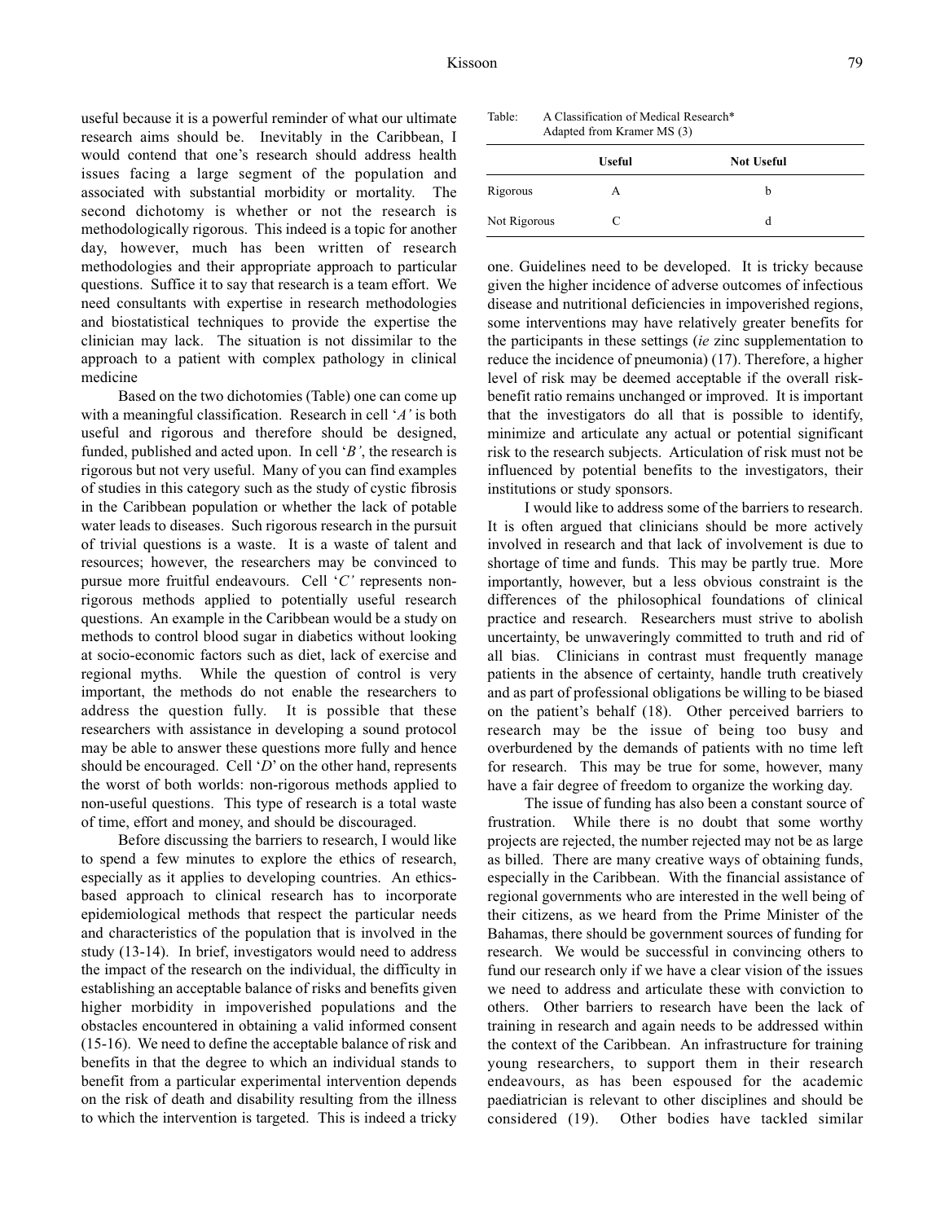useful because it is a powerful reminder of what our ultimate research aims should be. Inevitably in the Caribbean, I would contend that one's research should address health issues facing a large segment of the population and associated with substantial morbidity or mortality. The second dichotomy is whether or not the research is methodologically rigorous. This indeed is a topic for another day, however, much has been written of research methodologies and their appropriate approach to particular questions. Suffice it to say that research is a team effort. We need consultants with expertise in research methodologies and biostatistical techniques to provide the expertise the clinician may lack. The situation is not dissimilar to the approach to a patient with complex pathology in clinical medicine

Based on the two dichotomies (Table) one can come up with a meaningful classification. Research in cell '*A'* is both useful and rigorous and therefore should be designed, funded, published and acted upon. In cell '*B'*, the research is rigorous but not very useful. Many of you can find examples of studies in this category such as the study of cystic fibrosis in the Caribbean population or whether the lack of potable water leads to diseases. Such rigorous research in the pursuit of trivial questions is a waste. It is a waste of talent and resources; however, the researchers may be convinced to pursue more fruitful endeavours. Cell '*C'* represents non-rigorous methods applied to potentially useful research questions. An example in the Caribbean would be a study on methods to control blood sugar in diabetics without looking at socio-economic factors such as diet, lack of exercise and regional myths. While the question of control is very important, the methods do not enable the researchers to address the question fully. It is possible that these researchers with assistance in developing a sound protocol may be able to answer these questions more fully and hence should be encouraged. Cell '*D*' on the other hand, represents the worst of both worlds: non-rigorous methods applied to non-useful questions. This type of research is a total waste of time, effort and money, and should be discouraged.

Before discussing the barriers to research, I would like to spend a few minutes to explore the ethics of research, especially as it applies to developing countries. An ethics-based approach to clinical research has to incorporate epidemiological methods that respect the particular needs and characteristics of the population that is involved in the study (13-14). In brief, investigators would need to address the impact of the research on the individual, the difficulty in establishing an acceptable balance of risks and benefits given higher morbidity in impoverished populations and the obstacles encountered in obtaining a valid informed consent (15-16). We need to define the acceptable balance of risk and benefits in that the degree to which an individual stands to benefit from a particular experimental intervention depends on the risk of death and disability resulting from the illness to which the intervention is targeted. This is indeed a tricky one. Guidelines need to be developed. It is tricky because given the higher incidence of adverse outcomes of infectious disease and nutritional deficiencies in impoverished regions, some interventions may have relatively greater benefits for the participants in these settings (*ie* zinc supplementation to reduce the incidence of pneumonia) (17). Therefore, a higher level of risk may be deemed acceptable if the overall risk-benefit ratio remains unchanged or improved. It is important that the investigators do all that is possible to identify, minimize and articulate any actual or potential significant risk to the research subjects. Articulation of risk must not be influenced by potential benefits to the investigators, their institutions or study sponsors.

Table: A Classification of Medical Research* Adapted from Kramer MS (3)

| | Useful | Not Useful |
|---|---|---|
| Rigorous | A | b |
| Not Rigorous | C | d |

I would like to address some of the barriers to research. It is often argued that clinicians should be more actively involved in research and that lack of involvement is due to shortage of time and funds. This may be partly true. More importantly, however, but a less obvious constraint is the differences of the philosophical foundations of clinical practice and research. Researchers must strive to abolish uncertainty, be unwaveringly committed to truth and rid of all bias. Clinicians in contrast must frequently manage patients in the absence of certainty, handle truth creatively and as part of professional obligations be willing to be biased on the patient's behalf (18). Other perceived barriers to research may be the issue of being too busy and overburdened by the demands of patients with no time left for research. This may be true for some, however, many have a fair degree of freedom to organize the working day.

The issue of funding has also been a constant source of frustration. While there is no doubt that some worthy projects are rejected, the number rejected may not be as large as billed. There are many creative ways of obtaining funds, especially in the Caribbean. With the financial assistance of regional governments who are interested in the well being of their citizens, as we heard from the Prime Minister of the Bahamas, there should be government sources of funding for research. We would be successful in convincing others to fund our research only if we have a clear vision of the issues we need to address and articulate these with conviction to others. Other barriers to research have been the lack of training in research and again needs to be addressed within the context of the Caribbean. An infrastructure for training young researchers, to support them in their research endeavours, as has been espoused for the academic paediatrician is relevant to other disciplines and should be considered (19). Other bodies have tackled similar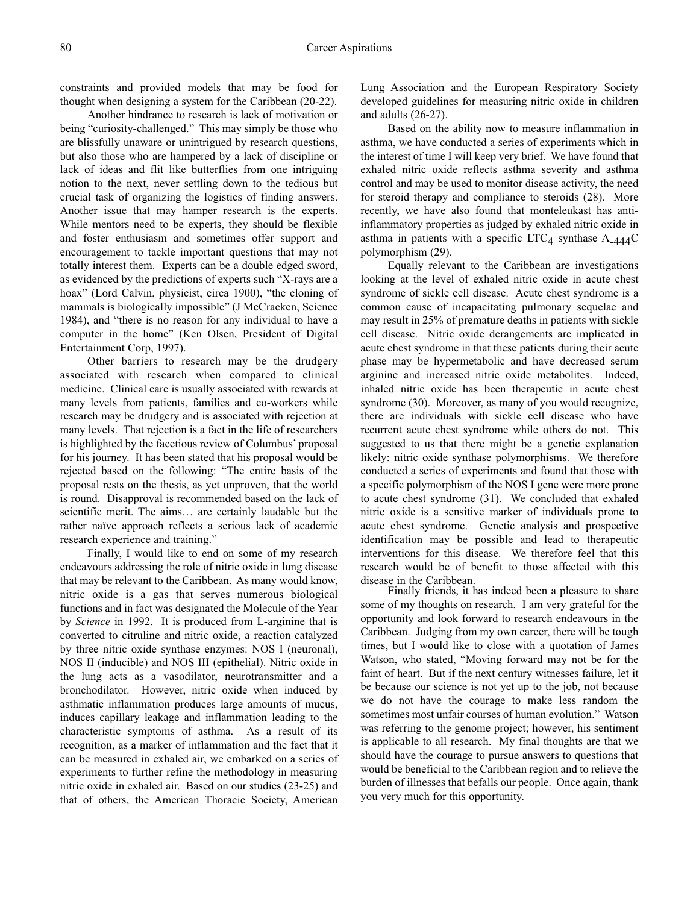constraints and provided models that may be food for thought when designing a system for the Caribbean (20-22).

Another hindrance to research is lack of motivation or being "curiosity-challenged." This may simply be those who are blissfully unaware or unintrigued by research questions, but also those who are hampered by a lack of discipline or lack of ideas and flit like butterflies from one intriguing notion to the next, never settling down to the tedious but crucial task of organizing the logistics of finding answers. Another issue that may hamper research is the experts. While mentors need to be experts, they should be flexible and foster enthusiasm and sometimes offer support and encouragement to tackle important questions that may not totally interest them. Experts can be a double edged sword, as evidenced by the predictions of experts such "X-rays are a hoax" (Lord Calvin, physicist, circa 1900), "the cloning of mammals is biologically impossible" (J McCracken, Science 1984), and "there is no reason for any individual to have a computer in the home" (Ken Olsen, President of Digital Entertainment Corp, 1997).

Other barriers to research may be the drudgery associated with research when compared to clinical medicine. Clinical care is usually associated with rewards at many levels from patients, families and co-workers while research may be drudgery and is associated with rejection at many levels. That rejection is a fact in the life of researchers is highlighted by the facetious review of Columbus' proposal for his journey. It has been stated that his proposal would be rejected based on the following: "The entire basis of the proposal rests on the thesis, as yet unproven, that the world is round. Disapproval is recommended based on the lack of scientific merit. The aims… are certainly laudable but the rather naïve approach reflects a serious lack of academic research experience and training."

Finally, I would like to end on some of my research endeavours addressing the role of nitric oxide in lung disease that may be relevant to the Caribbean. As many would know, nitric oxide is a gas that serves numerous biological functions and in fact was designated the Molecule of the Year by *Science* in 1992. It is produced from L-arginine that is converted to citruline and nitric oxide, a reaction catalyzed by three nitric oxide synthase enzymes: NOS I (neuronal), NOS II (inducible) and NOS III (epithelial). Nitric oxide in the lung acts as a vasodilator, neurotransmitter and a bronchodilator. However, nitric oxide when induced by asthmatic inflammation produces large amounts of mucus, induces capillary leakage and inflammation leading to the characteristic symptoms of asthma. As a result of its recognition, as a marker of inflammation and the fact that it can be measured in exhaled air, we embarked on a series of experiments to further refine the methodology in measuring nitric oxide in exhaled air. Based on our studies (23-25) and that of others, the American Thoracic Society, American Lung Association and the European Respiratory Society developed guidelines for measuring nitric oxide in children and adults (26-27).

Based on the ability now to measure inflammation in asthma, we have conducted a series of experiments which in the interest of time I will keep very brief. We have found that exhaled nitric oxide reflects asthma severity and asthma control and may be used to monitor disease activity, the need for steroid therapy and compliance to steroids (28). More recently, we have also found that monteleukast has anti-inflammatory properties as judged by exhaled nitric oxide in asthma in patients with a specific $LTC_4$ synthase $A_{-444}C$ polymorphism (29).

Equally relevant to the Caribbean are investigations looking at the level of exhaled nitric oxide in acute chest syndrome of sickle cell disease. Acute chest syndrome is a common cause of incapacitating pulmonary sequelae and may result in 25% of premature deaths in patients with sickle cell disease. Nitric oxide derangements are implicated in acute chest syndrome in that these patients during their acute phase may be hypermetabolic and have decreased serum arginine and increased nitric oxide metabolites. Indeed, inhaled nitric oxide has been therapeutic in acute chest syndrome (30). Moreover, as many of you would recognize, there are individuals with sickle cell disease who have recurrent acute chest syndrome while others do not. This suggested to us that there might be a genetic explanation likely: nitric oxide synthase polymorphisms. We therefore conducted a series of experiments and found that those with a specific polymorphism of the NOS I gene were more prone to acute chest syndrome (31). We concluded that exhaled nitric oxide is a sensitive marker of individuals prone to acute chest syndrome. Genetic analysis and prospective identification may be possible and lead to therapeutic interventions for this disease. We therefore feel that this research would be of benefit to those affected with this disease in the Caribbean.

Finally friends, it has indeed been a pleasure to share some of my thoughts on research. I am very grateful for the opportunity and look forward to research endeavours in the Caribbean. Judging from my own career, there will be tough times, but I would like to close with a quotation of James Watson, who stated, "Moving forward may not be for the faint of heart. But if the next century witnesses failure, let it be because our science is not yet up to the job, not because we do not have the courage to make less random the sometimes most unfair courses of human evolution." Watson was referring to the genome project; however, his sentiment is applicable to all research. My final thoughts are that we should have the courage to pursue answers to questions that would be beneficial to the Caribbean region and to relieve the burden of illnesses that befalls our people. Once again, thank you very much for this opportunity.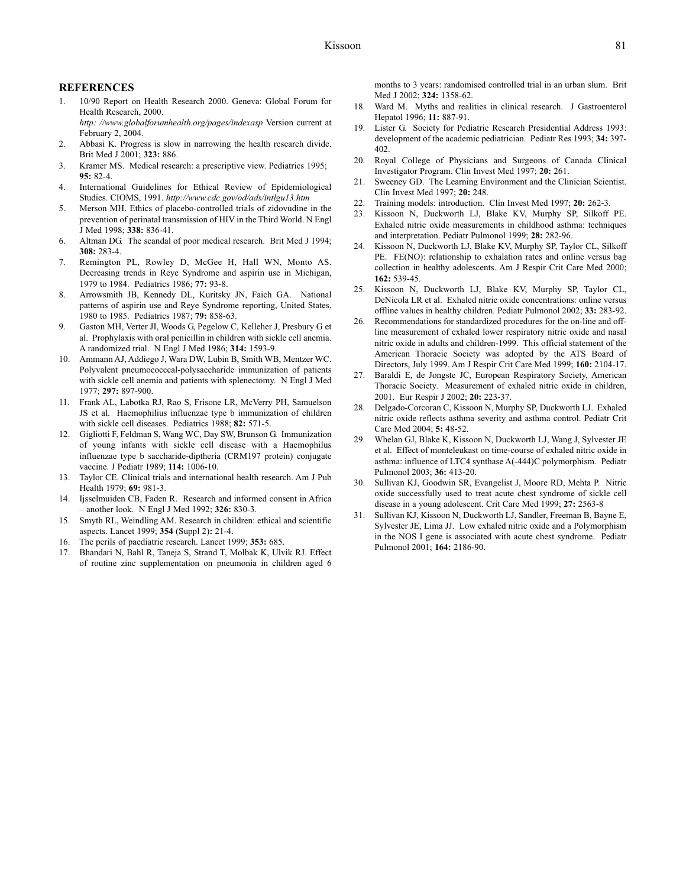## REFERENCES

1. 10/90 Report on Health Research 2000. Geneva: Global Forum for Health Research, 2000. *http: //www.globalforumhealth.org/pages/indexasp* Version current at February 2, 2004.
2. Abbasi K. Progress is slow in narrowing the health research divide. Brit Med J 2001; **323:** 886.
3. Kramer MS. Medical research: a prescriptive view. Pediatrics 1995; **95:** 82-4.
4. International Guidelines for Ethical Review of Epidemiological Studies. CIOMS, 1991. *http://www.cdc.gov/od/ads/intlgu13.htm*
5. Merson MH. Ethics of placebo-controlled trials of zidovudine in the prevention of perinatal transmission of HIV in the Third World. N Engl J Med 1998; **338:** 836-41.
6. Altman DG. The scandal of poor medical research. Brit Med J 1994; **308:** 283-4.
7. Remington PL, Rowley D, McGee H, Hall WN, Monto AS. Decreasing trends in Reye Syndrome and aspirin use in Michigan, 1979 to 1984. Pediatrics 1986; **77:** 93-8.
8. Arrowsmith JB, Kennedy DL, Kuritsky JN, Faich GA. National patterns of aspirin use and Reye Syndrome reporting, United States, 1980 to 1985. Pediatrics 1987; **79:** 858-63.
9. Gaston MH, Verter JI, Woods G, Pegelow C, Kelleher J, Presbury G et al. Prophylaxis with oral penicillin in children with sickle cell anemia. A randomized trial. N Engl J Med 1986; **314:** 1593-9.
10. Ammann AJ, Addiego J, Wara DW, Lubin B, Smith WB, Mentzer WC. Polyvalent pneumococccal-polysaccharide immunization of patients with sickle cell anemia and patients with splenectomy. N Engl J Med 1977; **297:** 897-900.
11. Frank AL, Labotka RJ, Rao S, Frisone LR, McVerry PH, Samuelson JS et al. Haemophilius influenzae type b immunization of children with sickle cell diseases. Pediatrics 1988; **82:** 571-5.
12. Gigliotti F, Feldman S, Wang WC, Day SW, Brunson G. Immunization of young infants with sickle cell disease with a Haemophilus influenzae type b saccharide-diptheria (CRM197 protein) conjugate vaccine. J Pediatr 1989; **114:** 1006-10.
13. Taylor CE. Clinical trials and international health research. Am J Pub Health 1979; **69:** 981-3.
14. Ijsselmuiden CB, Faden R. Research and informed consent in Africa – another look. N Engl J Med 1992; **326:** 830-3.
15. Smyth RL, Weindling AM. Research in children: ethical and scientific aspects. Lancet 1999; **354** (Suppl 2)**:** 21-4.
16. The perils of paediatric research. Lancet 1999; **353:** 685.
17. Bhandari N, Bahl R, Taneja S, Strand T, Molbak K, Ulvik RJ. Effect of routine zinc supplementation on pneumonia in children aged 6 months to 3 years: randomised controlled trial in an urban slum. Brit Med J 2002; **324:** 1358-62.
18. Ward M. Myths and realities in clinical research. J Gastroenterol Hepatol 1996; **11:** 887-91.
19. Lister G. Society for Pediatric Research Presidential Address 1993: development of the academic pediatrician. Pediatr Res 1993; **34:** 397-402.
20. Royal College of Physicians and Surgeons of Canada Clinical Investigator Program. Clin Invest Med 1997; **20:** 261.
21. Sweeney GD. The Learning Environment and the Clinician Scientist. Clin Invest Med 1997; **20:** 248.
22. Training models: introduction. Clin Invest Med 1997; **20:** 262-3.
23. Kissoon N, Duckworth LJ, Blake KV, Murphy SP, Silkoff PE. Exhaled nitric oxide measurements in childhood asthma: techniques and interpretation. Pediatr Pulmonol 1999; **28:** 282-96.
24. Kissoon N, Duckworth LJ, Blake KV, Murphy SP, Taylor CL, Silkoff PE. FE(NO): relationship to exhalation rates and online versus bag collection in healthy adolescents. Am J Respir Crit Care Med 2000; **162:** 539-45.
25. Kissoon N, Duckworth LJ, Blake KV, Murphy SP, Taylor CL, DeNicola LR et al. Exhaled nitric oxide concentrations: online versus offline values in healthy children. Pediatr Pulmonol 2002; **33:** 283-92.
26. Recommendations for standardized procedures for the on-line and off-line measurement of exhaled lower respiratory nitric oxide and nasal nitric oxide in adults and children-1999. This official statement of the American Thoracic Society was adopted by the ATS Board of Directors, July 1999. Am J Respir Crit Care Med 1999; **160:** 2104-17.
27. Baraldi E, de Jongste JC, European Respiratory Society, American Thoracic Society. Measurement of exhaled nitric oxide in children, 2001. Eur Respir J 2002; **20:** 223-37.
28. Delgado-Corcoran C, Kissoon N, Murphy SP, Duckworth LJ. Exhaled nitric oxide reflects asthma severity and asthma control. Pediatr Crit Care Med 2004; **5:** 48-52.
29. Whelan GJ, Blake K, Kissoon N, Duckworth LJ, Wang J, Sylvester JE et al. Effect of monteleukast on time-course of exhaled nitric oxide in asthma: influence of LTC4 synthase A(-444)C polymorphism. Pediatr Pulmonol 2003; **36:** 413-20.
30. Sullivan KJ, Goodwin SR, Evangelist J, Moore RD, Mehta P. Nitric oxide successfully used to treat acute chest syndrome of sickle cell disease in a young adolescent. Crit Care Med 1999; **27:** 2563-8
31. Sullivan KJ, Kissoon N, Duckworth LJ, Sandler, Freeman B, Bayne E, Sylvester JE, Lima JJ. Low exhaled nitric oxide and a Polymorphism in the NOS I gene is associated with acute chest syndrome. Pediatr Pulmonol 2001; **164:** 2186-90.